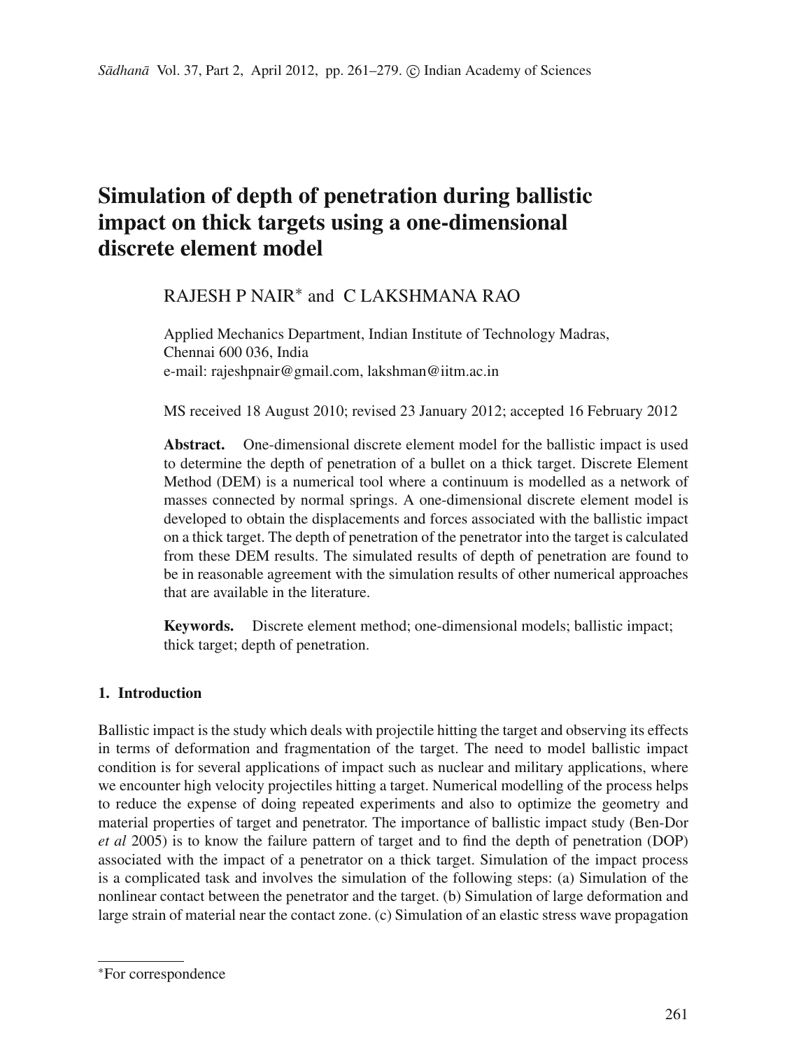# Simulation of depth of penetration during ballistic impact on thick targets using a one-dimensional discrete element model

RAJESH P NAIR* and C LAKSHMANA RAO

Applied Mechanics Department, Indian Institute of Technology Madras, Chennai 600 036, India
e-mail: rajeshpnair@gmail.com, laksman@iitm.ac.in

MS received 18 August 2010; revised 23 January 2012; accepted 16 February 2012

**Abstract.** One-dimensional discrete element model for the ballistic impact is used to determine the depth of penetration of a bullet on a thick target. Discrete Element Method (DEM) is a numerical tool where a continuum is modelled as a network of masses connected by normal springs. A one-dimensional discrete element model is developed to obtain the displacements and forces associated with the ballistic impact on a thick target. The depth of penetration of the penetrator into the target is calculated from these DEM results. The simulated results of depth of penetration are found to be in reasonable agreement with the simulation results of other numerical approaches that are available in the literature.

**Keywords.** Discrete element method; one-dimensional models; ballistic impact; thick target; depth of penetration.

## 1. Introduction

Ballistic impact is the study which deals with projectile hitting the target and observing its effects in terms of deformation and fragmentation of the target. The need to model ballistic impact condition is for several applications of impact such as nuclear and military applications, where we encounter high velocity projectiles hitting a target. Numerical modelling of the process helps to reduce the expense of doing repeated experiments and also to optimize the geometry and material properties of target and penetrator. The importance of ballistic impact study (Ben-Dor *et al* 2005) is to know the failure pattern of target and to find the depth of penetration (DOP) associated with the impact of a penetrator on a thick target. Simulation of the impact process is a complicated task and involves the simulation of the following steps: (a) Simulation of the nonlinear contact between the penetrator and the target. (b) Simulation of large deformation and large strain of material near the contact zone. (c) Simulation of an elastic stress wave propagation

*For correspondence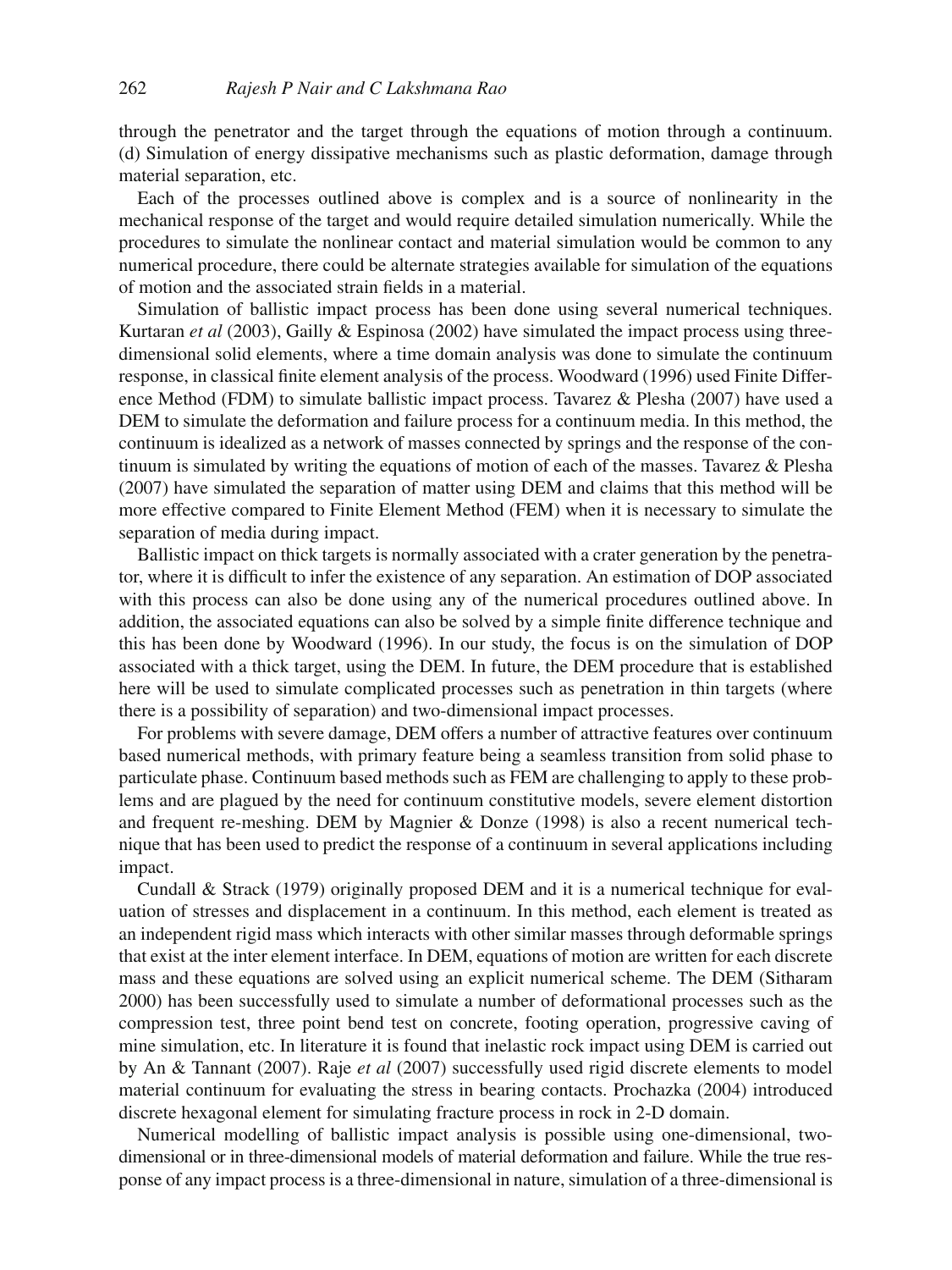through the penetrator and the target through the equations of motion through a continuum. (d) Simulation of energy dissipative mechanisms such as plastic deformation, damage through material separation, etc.

Each of the processes outlined above is complex and is a source of nonlinearity in the mechanical response of the target and would require detailed simulation numerically. While the procedures to simulate the nonlinear contact and material simulation would be common to any numerical procedure, there could be alternate strategies available for simulation of the equations of motion and the associated strain fields in a material.

Simulation of ballistic impact process has been done using several numerical techniques. Kurtaran *et al* (2003), Gailly & Espinosa (2002) have simulated the impact process using three-dimensional solid elements, where a time domain analysis was done to simulate the continuum response, in classical finite element analysis of the process. Woodward (1996) used Finite Difference Method (FDM) to simulate ballistic impact process. Tavarez & Plesha (2007) have used a DEM to simulate the deformation and failure process for a continuum media. In this method, the continuum is idealized as a network of masses connected by springs and the response of the continuum is simulated by writing the equations of motion of each of the masses. Tavarez & Plesha (2007) have simulated the separation of matter using DEM and claims that this method will be more effective compared to Finite Element Method (FEM) when it is necessary to simulate the separation of media during impact.

Ballistic impact on thick targets is normally associated with a crater generation by the penetrator, where it is difficult to infer the existence of any separation. An estimation of DOP associated with this process can also be done using any of the numerical procedures outlined above. In addition, the associated equations can also be solved by a simple finite difference technique and this has been done by Woodward (1996). In our study, the focus is on the simulation of DOP associated with a thick target, using the DEM. In future, the DEM procedure that is established here will be used to simulate complicated processes such as penetration in thin targets (where there is a possibility of separation) and two-dimensional impact processes.

For problems with severe damage, DEM offers a number of attractive features over continuum based numerical methods, with primary feature being a seamless transition from solid phase to particulate phase. Continuum based methods such as FEM are challenging to apply to these problems and are plagued by the need for continuum constitutive models, severe element distortion and frequent re-meshing. DEM by Magnier & Donze (1998) is also a recent numerical technique that has been used to predict the response of a continuum in several applications including impact.

Cundall & Strack (1979) originally proposed DEM and it is a numerical technique for evaluation of stresses and displacement in a continuum. In this method, each element is treated as an independent rigid mass which interacts with other similar masses through deformable springs that exist at the inter element interface. In DEM, equations of motion are written for each discrete mass and these equations are solved using an explicit numerical scheme. The DEM (Sitharam 2000) has been successfully used to simulate a number of deformational processes such as the compression test, three point bend test on concrete, footing operation, progressive caving of mine simulation, etc. In literature it is found that inelastic rock impact using DEM is carried out by An & Tannant (2007). Raje *et al* (2007) successfully used rigid discrete elements to model material continuum for evaluating the stress in bearing contacts. Prochazka (2004) introduced discrete hexagonal element for simulating fracture process in rock in 2-D domain.

Numerical modelling of ballistic impact analysis is possible using one-dimensional, two-dimensional or in three-dimensional models of material deformation and failure. While the true response of any impact process is a three-dimensional in nature, simulation of a three-dimensional is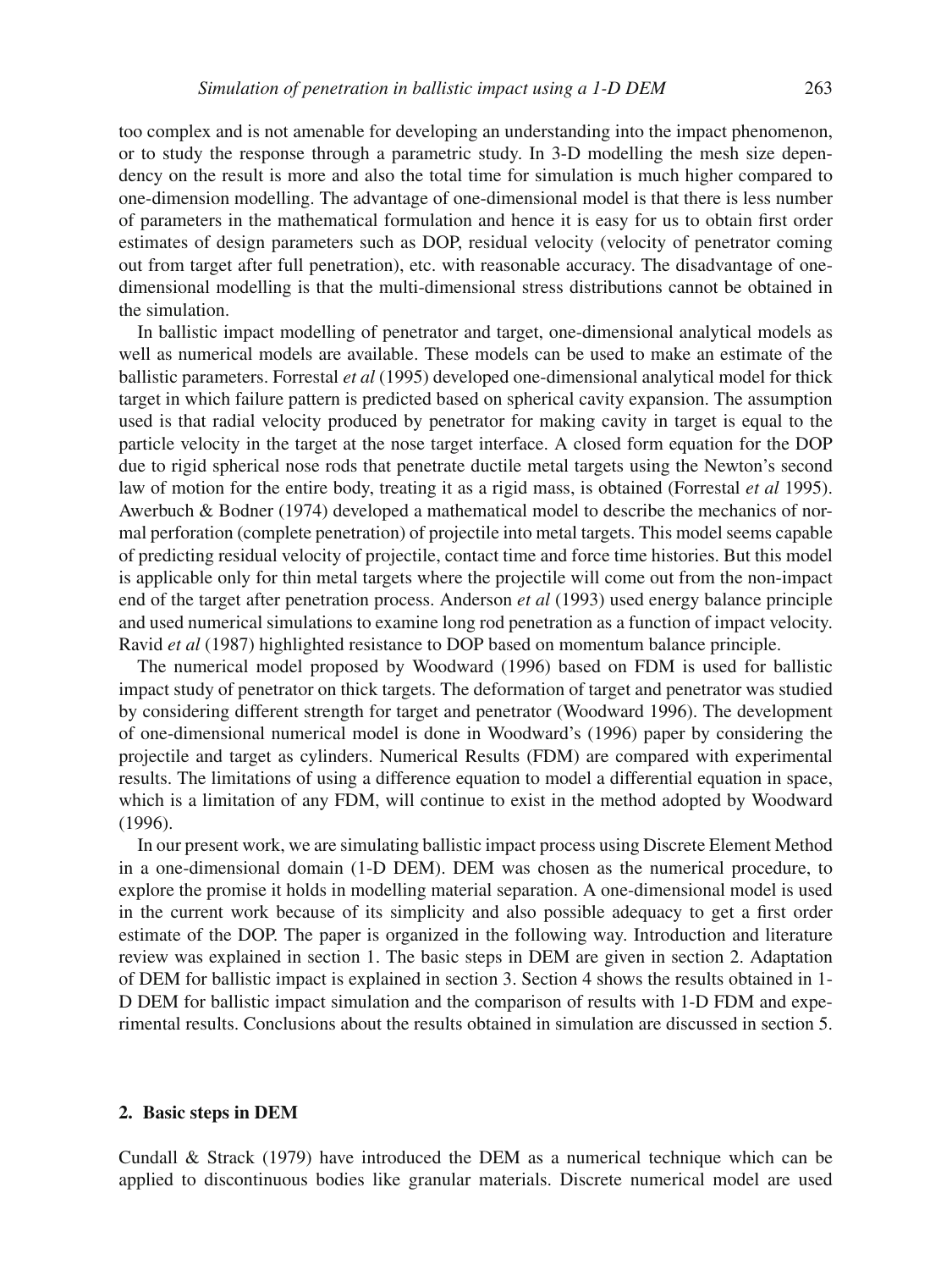too complex and is not amenable for developing an understanding into the impact phenomenon, or to study the response through a parametric study. In 3-D modelling the mesh size dependency on the result is more and also the total time for simulation is much higher compared to one-dimension modelling. The advantage of one-dimensional model is that there is less number of parameters in the mathematical formulation and hence it is easy for us to obtain first order estimates of design parameters such as DOP, residual velocity (velocity of penetrator coming out from target after full penetration), etc. with reasonable accuracy. The disadvantage of one-dimensional modelling is that the multi-dimensional stress distributions cannot be obtained in the simulation.

In ballistic impact modelling of penetrator and target, one-dimensional analytical models as well as numerical models are available. These models can be used to make an estimate of the ballistic parameters. Forrestal *et al* (1995) developed one-dimensional analytical model for thick target in which failure pattern is predicted based on spherical cavity expansion. The assumption used is that radial velocity produced by penetrator for making cavity in target is equal to the particle velocity in the target at the nose target interface. A closed form equation for the DOP due to rigid spherical nose rods that penetrate ductile metal targets using the Newton's second law of motion for the entire body, treating it as a rigid mass, is obtained (Forrestal *et al* 1995). Awerbuch & Bodner (1974) developed a mathematical model to describe the mechanics of normal perforation (complete penetration) of projectile into metal targets. This model seems capable of predicting residual velocity of projectile, contact time and force time histories. But this model is applicable only for thin metal targets where the projectile will come out from the non-impact end of the target after penetration process. Anderson *et al* (1993) used energy balance principle and used numerical simulations to examine long rod penetration as a function of impact velocity. Ravid *et al* (1987) highlighted resistance to DOP based on momentum balance principle.

The numerical model proposed by Woodward (1996) based on FDM is used for ballistic impact study of penetrator on thick targets. The deformation of target and penetrator was studied by considering different strength for target and penetrator (Woodward 1996). The development of one-dimensional numerical model is done in Woodward's (1996) paper by considering the projectile and target as cylinders. Numerical Results (FDM) are compared with experimental results. The limitations of using a difference equation to model a differential equation in space, which is a limitation of any FDM, will continue to exist in the method adopted by Woodward (1996).

In our present work, we are simulating ballistic impact process using Discrete Element Method in a one-dimensional domain (1-D DEM). DEM was chosen as the numerical procedure, to explore the promise it holds in modelling material separation. A one-dimensional model is used in the current work because of its simplicity and also possible adequacy to get a first order estimate of the DOP. The paper is organized in the following way. Introduction and literature review was explained in section 1. The basic steps in DEM are given in section 2. Adaptation of DEM for ballistic impact is explained in section 3. Section 4 shows the results obtained in 1-D DEM for ballistic impact simulation and the comparison of results with 1-D FDM and experimental results. Conclusions about the results obtained in simulation are discussed in section 5.

## 2. Basic steps in DEM

Cundall & Strack (1979) have introduced the DEM as a numerical technique which can be applied to discontinuous bodies like granular materials. Discrete numerical model are used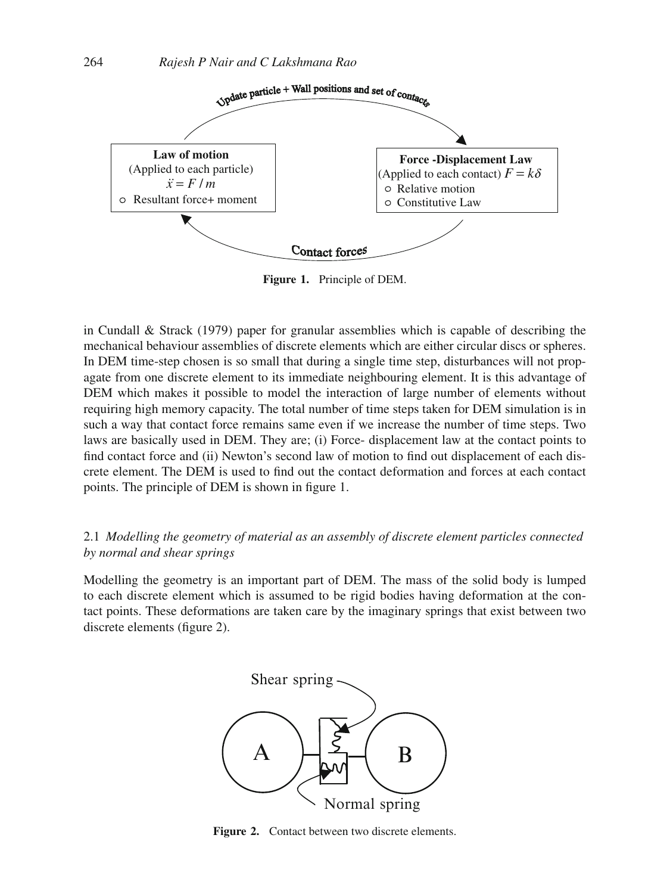Update particle + Wall positions and set of contacts

**Law of motion**
(Applied to each particle)
$\ddot{x} = F/m$
- Resultant force+ moment

**Force -Displacement Law**
(Applied to each contact) $F = k\delta$
- Relative motion
- Constitutive Law

Contact forces

**Figure 1.** Principle of DEM.

in Cundall & Strack (1979) paper for granular assemblies which is capable of describing the mechanical behaviour assemblies of discrete elements which are either circular discs or spheres. In DEM time-step chosen is so small that during a single time step, disturbances will not propagate from one discrete element to its immediate neighbouring element. It is this advantage of DEM which makes it possible to model the interaction of large number of elements without requiring high memory capacity. The total number of time steps taken for DEM simulation is in such a way that contact force remains same even if we increase the number of time steps. Two laws are basically used in DEM. They are; (i) Force- displacement law at the contact points to find contact force and (ii) Newton's second law of motion to find out displacement of each discrete element. The DEM is used to find out the contact deformation and forces at each contact points. The principle of DEM is shown in figure 1.

### 2.1 *Modelling the geometry of material as an assembly of discrete element particles connected by normal and shear springs*

Modelling the geometry is an important part of DEM. The mass of the solid body is lumped to each discrete element which is assumed to be rigid bodies having deformation at the contact points. These deformations are taken care by the imaginary springs that exist between two discrete elements (figure 2).

Shear spring

A

B

Normal spring

**Figure 2.** Contact between two discrete elements.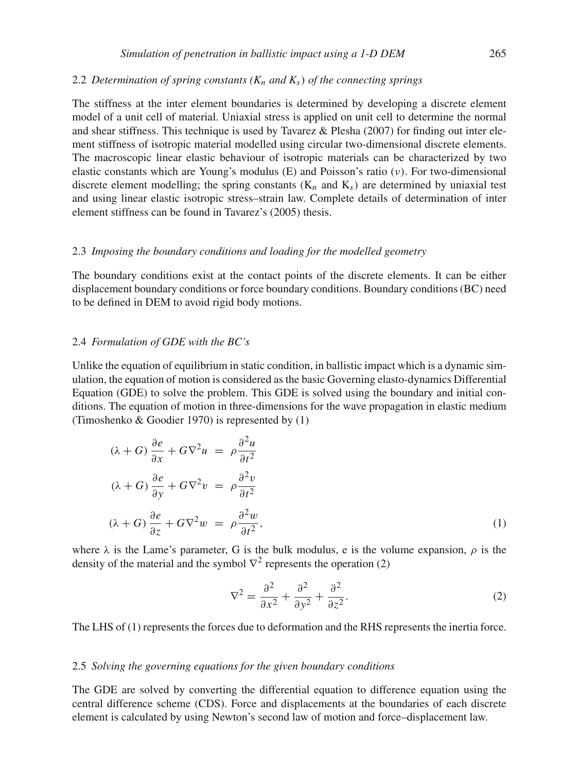### 2.2 *Determination of spring constants ($K_n$ and $K_s$) of the connecting springs*

The stiffness at the inter element boundaries is determined by developing a discrete element model of a unit cell of material. Uniaxial stress is applied on unit cell to determine the normal and shear stiffness. This technique is used by Tavarez & Plesha (2007) for finding out inter element stiffness of isotropic material modelled using circular two-dimensional discrete elements. The macroscopic linear elastic behaviour of isotropic materials can be characterized by two elastic constants which are Young's modulus (E) and Poisson's ratio ($\nu$). For two-dimensional discrete element modelling; the spring constants ($K_n$ and $K_s$) are determined by uniaxial test and using linear elastic isotropic stress–strain law. Complete details of determination of inter element stiffness can be found in Tavarez's (2005) thesis.

### 2.3 *Imposing the boundary conditions and loading for the modelled geometry*

The boundary conditions exist at the contact points of the discrete elements. It can be either displacement boundary conditions or force boundary conditions. Boundary conditions (BC) need to be defined in DEM to avoid rigid body motions.

### 2.4 *Formulation of GDE with the BC's*

Unlike the equation of equilibrium in static condition, in ballistic impact which is a dynamic simulation, the equation of motion is considered as the basic Governing elasto-dynamics Differential Equation (GDE) to solve the problem. This GDE is solved using the boundary and initial conditions. The equation of motion in three-dimensions for the wave propagation in elastic medium (Timoshenko & Goodier 1970) is represented by (1)

$$
\begin{aligned}
(\lambda + G)\frac{\partial e}{\partial x} + G\nabla^2 u &= \rho \frac{\partial^2 u}{\partial t^2} \\
(\lambda + G)\frac{\partial e}{\partial y} + G\nabla^2 v &= \rho \frac{\partial^2 v}{\partial t^2} \\
(\lambda + G)\frac{\partial e}{\partial z} + G\nabla^2 w &= \rho \frac{\partial^2 w}{\partial t^2},
\end{aligned} \tag{1}
$$

where $\lambda$ is the Lame's parameter, G is the bulk modulus, e is the volume expansion, $\rho$ is the density of the material and the symbol $\nabla^2$ represents the operation (2)

$$
\nabla^2 = \frac{\partial^2}{\partial x^2} + \frac{\partial^2}{\partial y^2} + \frac{\partial^2}{\partial z^2}. \tag{2}
$$

The LHS of (1) represents the forces due to deformation and the RHS represents the inertia force.

### 2.5 *Solving the governing equations for the given boundary conditions*

The GDE are solved by converting the differential equation to difference equation using the central difference scheme (CDS). Force and displacements at the boundaries of each discrete element is calculated by using Newton's second law of motion and force–displacement law.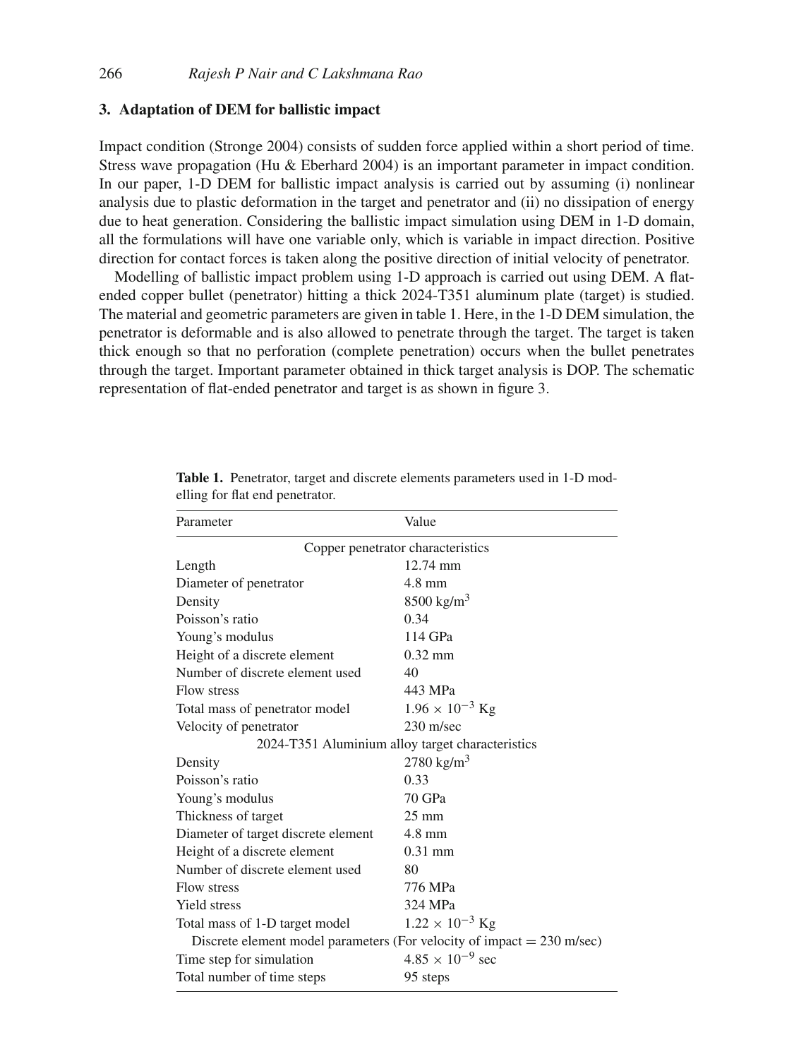## 3. Adaptation of DEM for ballistic impact

Impact condition (Stronge 2004) consists of sudden force applied within a short period of time. Stress wave propagation (Hu & Eberhard 2004) is an important parameter in impact condition. In our paper, 1-D DEM for ballistic impact analysis is carried out by assuming (i) nonlinear analysis due to plastic deformation in the target and penetrator and (ii) no dissipation of energy due to heat generation. Considering the ballistic impact simulation using DEM in 1-D domain, all the formulations will have one variable only, which is variable in impact direction. Positive direction for contact forces is taken along the positive direction of initial velocity of penetrator.

Modelling of ballistic impact problem using 1-D approach is carried out using DEM. A flat-ended copper bullet (penetrator) hitting a thick 2024-T351 aluminum plate (target) is studied. The material and geometric parameters are given in table 1. Here, in the 1-D DEM simulation, the penetrator is deformable and is also allowed to penetrate through the target. The target is taken thick enough so that no perforation (complete penetration) occurs when the bullet penetrates through the target. Important parameter obtained in thick target analysis is DOP. The schematic representation of flat-ended penetrator and target is as shown in figure 3.

**Table 1.** Penetrator, target and discrete elements parameters used in 1-D modelling for flat end penetrator.

| Parameter | Value |
|---|---|
| Copper penetrator characteristics | |
| Length | 12.74 mm |
| Diameter of penetrator | 4.8 mm |
| Density | 8500 kg/m$^3$ |
| Poisson's ratio | 0.34 |
| Young's modulus | 114 GPa |
| Height of a discrete element | 0.32 mm |
| Number of discrete element used | 40 |
| Flow stress | 443 MPa |
| Total mass of penetrator model | $1.96 \times 10^{-3}$ Kg |
| Velocity of penetrator | 230 m/sec |
| 2024-T351 Aluminium alloy target characteristics | |
| Density | 2780 kg/m$^3$ |
| Poisson's ratio | 0.33 |
| Young's modulus | 70 GPa |
| Thickness of target | 25 mm |
| Diameter of target discrete element | 4.8 mm |
| Height of a discrete element | 0.31 mm |
| Number of discrete element used | 80 |
| Flow stress | 776 MPa |
| Yield stress | 324 MPa |
| Total mass of 1-D target model | $1.22 \times 10^{-3}$ Kg |
| Discrete element model parameters (For velocity of impact = 230 m/sec) | |
| Time step for simulation | $4.85 \times 10^{-9}$ sec |
| Total number of time steps | 95 steps |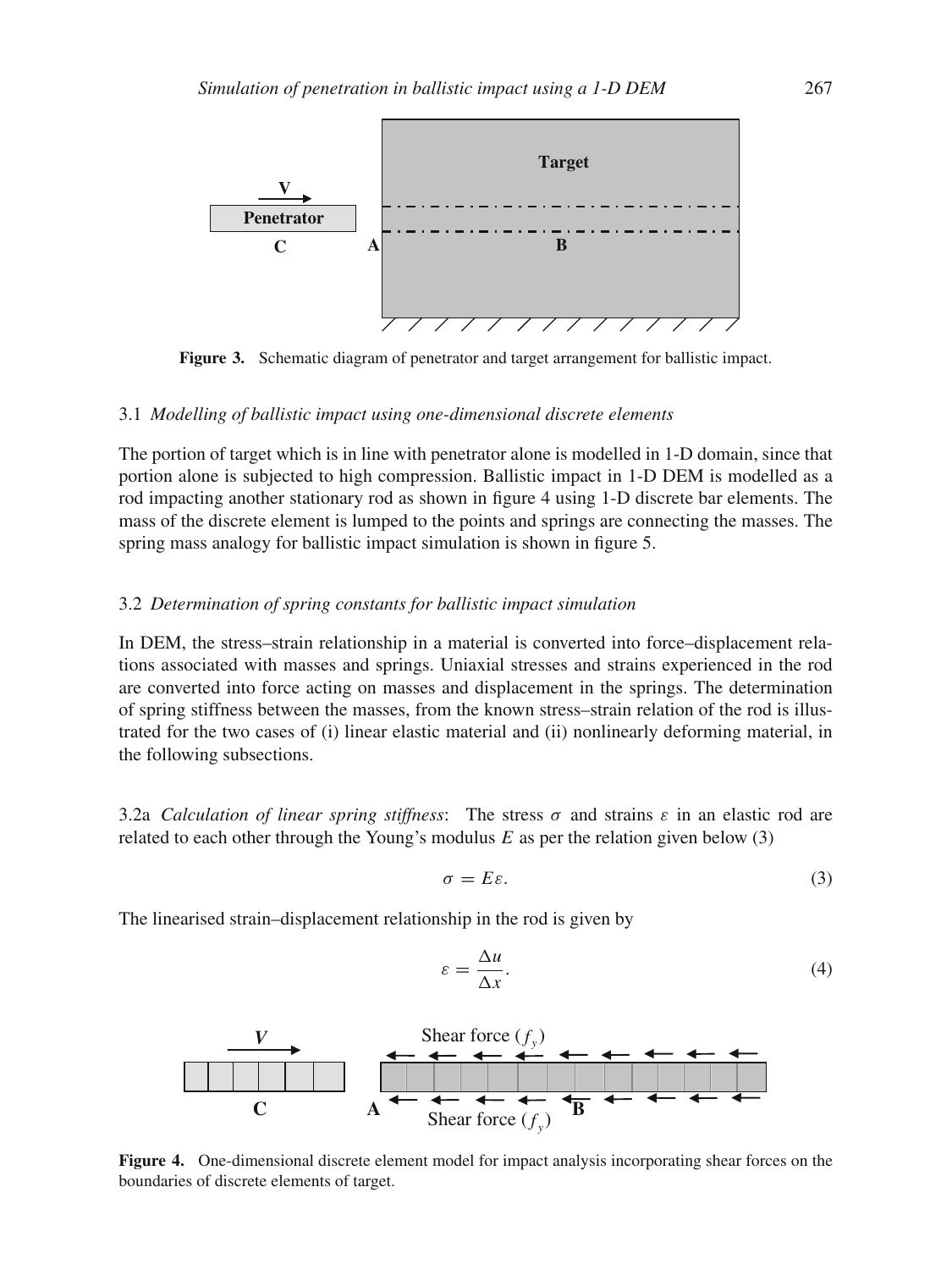Figure 3. Schematic diagram of penetrator and target arrangement for ballistic impact.

### 3.1 *Modelling of ballistic impact using one-dimensional discrete elements*

The portion of target which is in line with penetrator alone is modelled in 1-D domain, since that portion alone is subjected to high compression. Ballistic impact in 1-D DEM is modelled as a rod impacting another stationary rod as shown in figure 4 using 1-D discrete bar elements. The mass of the discrete element is lumped to the points and springs are connecting the masses. The spring mass analogy for ballistic impact simulation is shown in figure 5.

### 3.2 *Determination of spring constants for ballistic impact simulation*

In DEM, the stress–strain relationship in a material is converted into force–displacement relations associated with masses and springs. Uniaxial stresses and strains experienced in the rod are converted into force acting on masses and displacement in the springs. The determination of spring stiffness between the masses, from the known stress–strain relation of the rod is illustrated for the two cases of (i) linear elastic material and (ii) nonlinearly deforming material, in the following subsections.

3.2a *Calculation of linear spring stiffness*: The stress $\sigma$ and strains $\varepsilon$ in an elastic rod are related to each other through the Young's modulus $E$ as per the relation given below (3)

$$\sigma = E\varepsilon. \tag{3}$$

The linearised strain–displacement relationship in the rod is given by

$$\varepsilon = \frac{\Delta u}{\Delta x}. \tag{4}$$

Figure 4. One-dimensional discrete element model for impact analysis incorporating shear forces on the boundaries of discrete elements of target.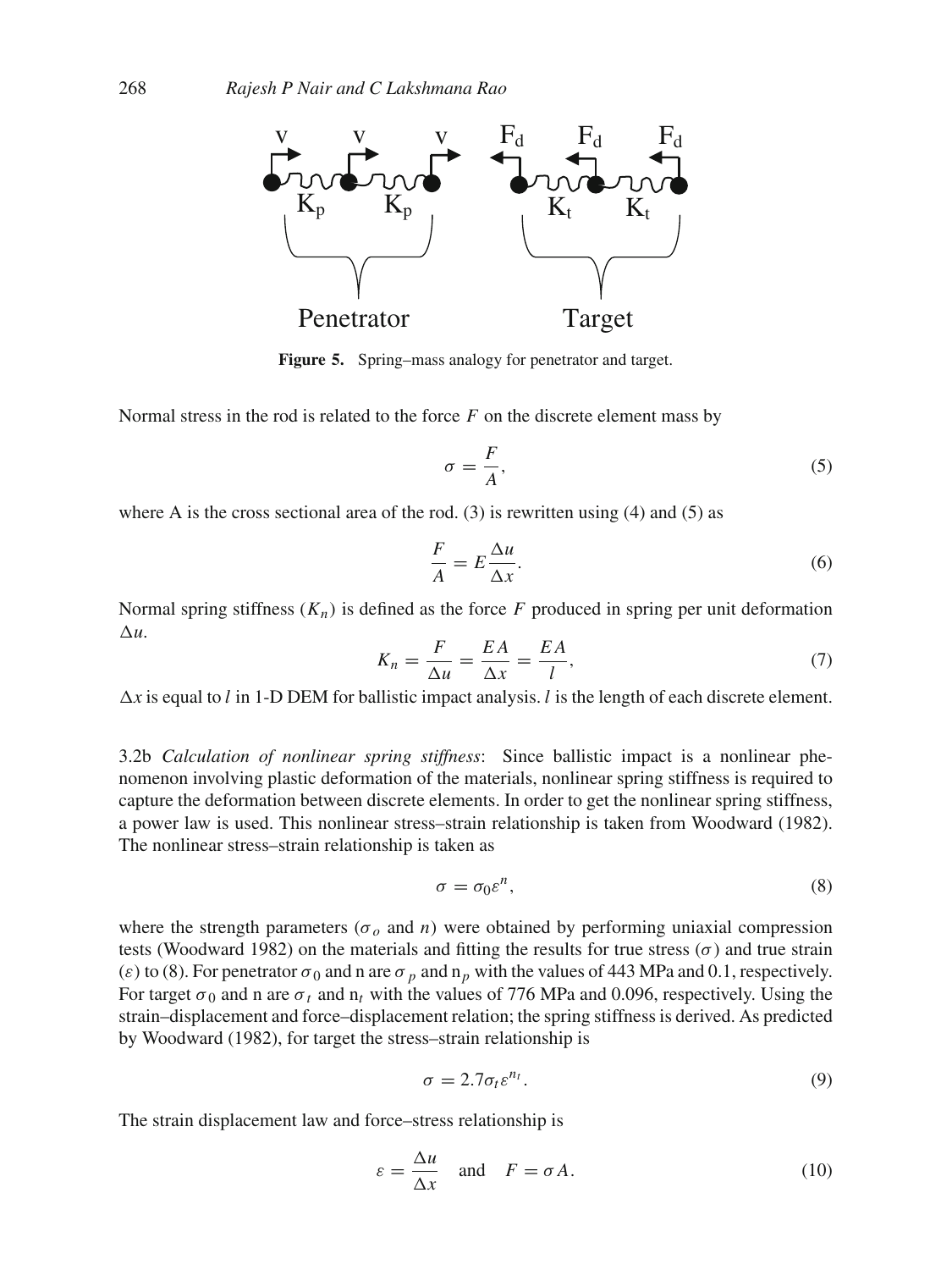**Figure 5.** Spring–mass analogy for penetrator and target.

Normal stress in the rod is related to the force $F$ on the discrete element mass by

$$\sigma = \frac{F}{A}, \tag{5}$$

where A is the cross sectional area of the rod. (3) is rewritten using (4) and (5) as

$$\frac{F}{A} = E\frac{\Delta u}{\Delta x}. \tag{6}$$

Normal spring stiffness ($K_n$) is defined as the force $F$ produced in spring per unit deformation $\Delta u$.

$$K_n = \frac{F}{\Delta u} = \frac{EA}{\Delta x} = \frac{EA}{l}, \tag{7}$$

$\Delta x$ is equal to $l$ in 1-D DEM for ballistic impact analysis. $l$ is the length of each discrete element.

3.2b *Calculation of nonlinear spring stiffness*: Since ballistic impact is a nonlinear phenomenon involving plastic deformation of the materials, nonlinear spring stiffness is required to capture the deformation between discrete elements. In order to get the nonlinear spring stiffness, a power law is used. This nonlinear stress–strain relationship is taken from Woodward (1982). The nonlinear stress–strain relationship is taken as

$$\sigma = \sigma_0 \varepsilon^n, \tag{8}$$

where the strength parameters ($\sigma_o$ and $n$) were obtained by performing uniaxial compression tests (Woodward 1982) on the materials and fitting the results for true stress ($\sigma$) and true strain ($\varepsilon$) to (8). For penetrator $\sigma_0$ and n are $\sigma_p$ and $n_p$ with the values of 443 MPa and 0.1, respectively. For target $\sigma_0$ and n are $\sigma_t$ and $n_t$ with the values of 776 MPa and 0.096, respectively. Using the strain–displacement and force–displacement relation; the spring stiffness is derived. As predicted by Woodward (1982), for target the stress–strain relationship is

$$\sigma = 2.7\sigma_t \varepsilon^{n_t}. \tag{9}$$

The strain displacement law and force–stress relationship is

$$\varepsilon = \frac{\Delta u}{\Delta x} \quad \text{and} \quad F = \sigma A. \tag{10}$$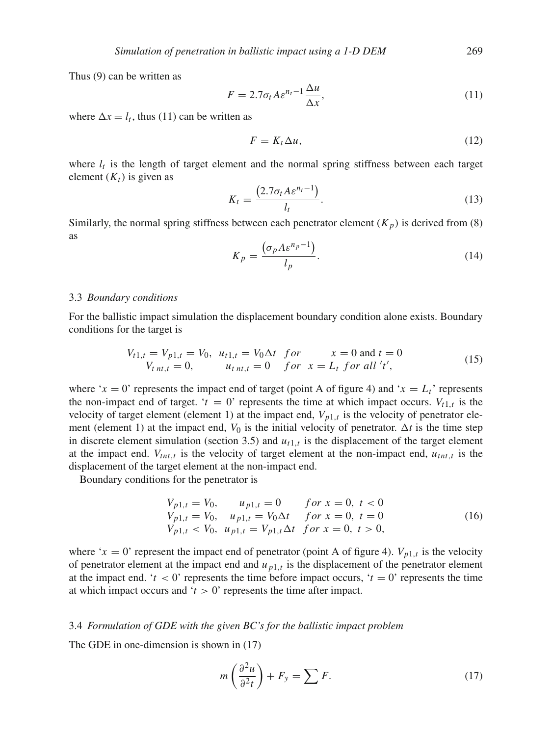Thus (9) can be written as

$$F = 2.7\sigma_t A \varepsilon^{n_t - 1} \frac{\Delta u}{\Delta x}, \tag{11}$$

where $\Delta x = l_t$, thus (11) can be written as

$$F = K_t \Delta u, \tag{12}$$

where $l_t$ is the length of target element and the normal spring stiffness between each target element ($K_t$) is given as

$$K_t = \frac{\left(2.7\sigma_t A \varepsilon^{n_t - 1}\right)}{l_t}. \tag{13}$$

Similarly, the normal spring stiffness between each penetrator element ($K_p$) is derived from (8) as

$$K_p = \frac{\left(\sigma_p A \varepsilon^{n_p - 1}\right)}{l_p}. \tag{14}$$

### 3.3 *Boundary conditions*

For the ballistic impact simulation the displacement boundary condition alone exists. Boundary conditions for the target is

$$\begin{array}{lll} V_{t1,t} = V_{p1,t} = V_0, \; u_{t1,t} = V_0 \Delta t & for & x = 0 \text{ and } t = 0 \\ V_{t\,nt,t} = 0, \quad u_{t\,nt,t} = 0 & for & x = L_t \; for \; all \; 't', \end{array} \tag{15}$$

where '$x = 0$' represents the impact end of target (point A of figure 4) and '$x = L_t$' represents the non-impact end of target. '$t = 0$' represents the time at which impact occurs. $V_{t1,t}$ is the velocity of target element (element 1) at the impact end, $V_{p1,t}$ is the velocity of penetrator element (element 1) at the impact end, $V_0$ is the initial velocity of penetrator. $\Delta t$ is the time step in discrete element simulation (section 3.5) and $u_{t1,t}$ is the displacement of the target element at the impact end. $V_{tnt,t}$ is the velocity of target element at the non-impact end, $u_{tnt,t}$ is the displacement of the target element at the non-impact end.

Boundary conditions for the penetrator is

$$\begin{array}{lll} V_{p1,t} = V_0, & u_{p1,t} = 0 & for \; x = 0, \; t < 0 \\ V_{p1,t} = V_0, & u_{p1,t} = V_0 \Delta t & for \; x = 0, \; t = 0 \\ V_{p1,t} < V_0, & u_{p1,t} = V_{p1,t} \Delta t & for \; x = 0, \; t > 0, \end{array} \tag{16}$$

where '$x = 0$' represent the impact end of penetrator (point A of figure 4). $V_{p1,t}$ is the velocity of penetrator element at the impact end and $u_{p1,t}$ is the displacement of the penetrator element at the impact end. '$t < 0$' represents the time before impact occurs, '$t = 0$' represents the time at which impact occurs and '$t > 0$' represents the time after impact.

### 3.4 *Formulation of GDE with the given BC's for the ballistic impact problem*

The GDE in one-dimension is shown in (17)

$$m\left(\frac{\partial^2 u}{\partial^2 t}\right) + F_y = \sum F. \tag{17}$$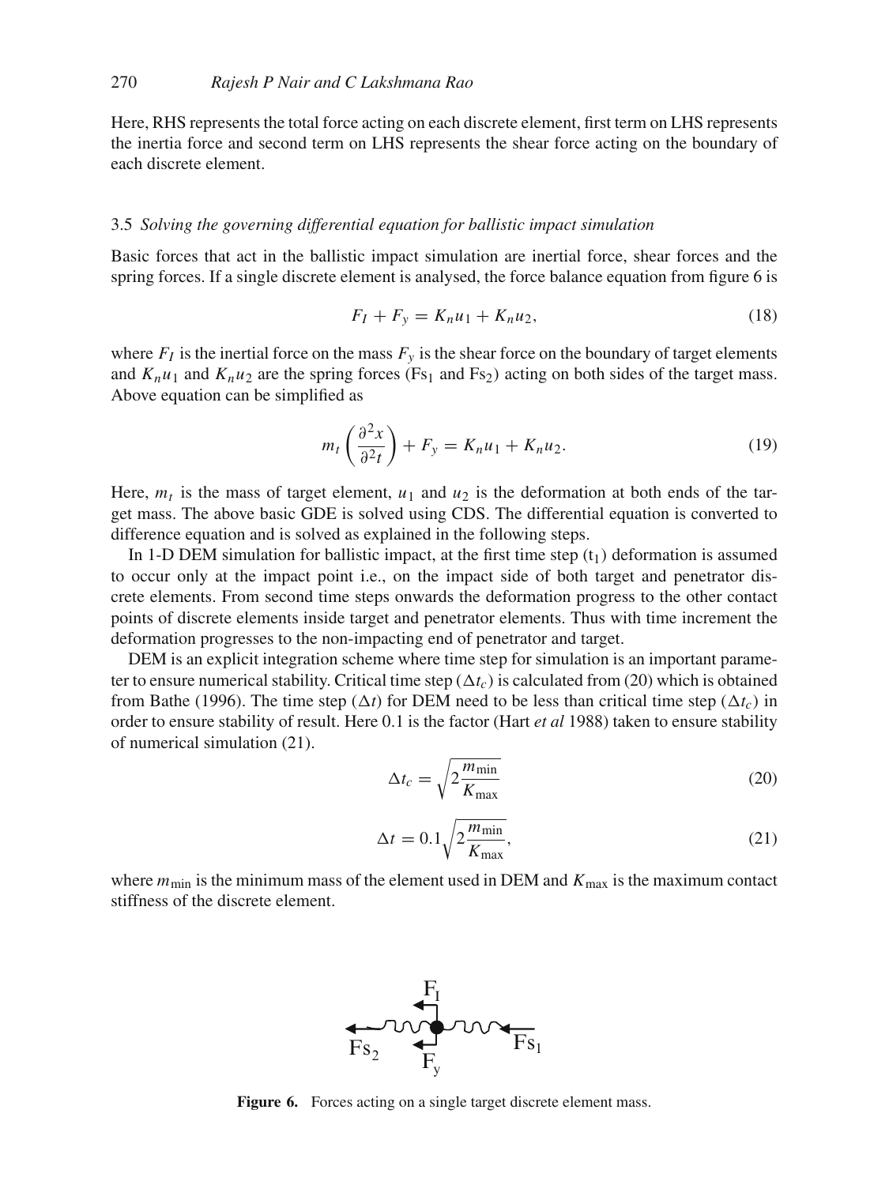Here, RHS represents the total force acting on each discrete element, first term on LHS represents the inertia force and second term on LHS represents the shear force acting on the boundary of each discrete element.

### 3.5 *Solving the governing differential equation for ballistic impact simulation*

Basic forces that act in the ballistic impact simulation are inertial force, shear forces and the spring forces. If a single discrete element is analysed, the force balance equation from figure 6 is

$$F_I + F_y = K_n u_1 + K_n u_2, \tag{18}$$

where $F_I$ is the inertial force on the mass $F_y$ is the shear force on the boundary of target elements and $K_n u_1$ and $K_n u_2$ are the spring forces ($Fs_1$ and $Fs_2$) acting on both sides of the target mass. Above equation can be simplified as

$$m_t \left( \frac{\partial^2 x}{\partial^2 t} \right) + F_y = K_n u_1 + K_n u_2. \tag{19}$$

Here, $m_t$ is the mass of target element, $u_1$ and $u_2$ is the deformation at both ends of the target mass. The above basic GDE is solved using CDS. The differential equation is converted to difference equation and is solved as explained in the following steps.

In 1-D DEM simulation for ballistic impact, at the first time step ($t_1$) deformation is assumed to occur only at the impact point i.e., on the impact side of both target and penetrator discrete elements. From second time steps onwards the deformation progress to the other contact points of discrete elements inside target and penetrator elements. Thus with time increment the deformation progresses to the non-impacting end of penetrator and target.

DEM is an explicit integration scheme where time step for simulation is an important parameter to ensure numerical stability. Critical time step ($\Delta t_c$) is calculated from (20) which is obtained from Bathe (1996). The time step ($\Delta t$) for DEM need to be less than critical time step ($\Delta t_c$) in order to ensure stability of result. Here 0.1 is the factor (Hart *et al* 1988) taken to ensure stability of numerical simulation (21).

$$\Delta t_c = \sqrt{2 \frac{m_{\min}}{K_{\max}}} \tag{20}$$

$$\Delta t = 0.1 \sqrt{2 \frac{m_{\min}}{K_{\max}}}, \tag{21}$$

where $m_{\min}$ is the minimum mass of the element used in DEM and $K_{\max}$ is the maximum contact stiffness of the discrete element.

**Figure 6.** Forces acting on a single target discrete element mass.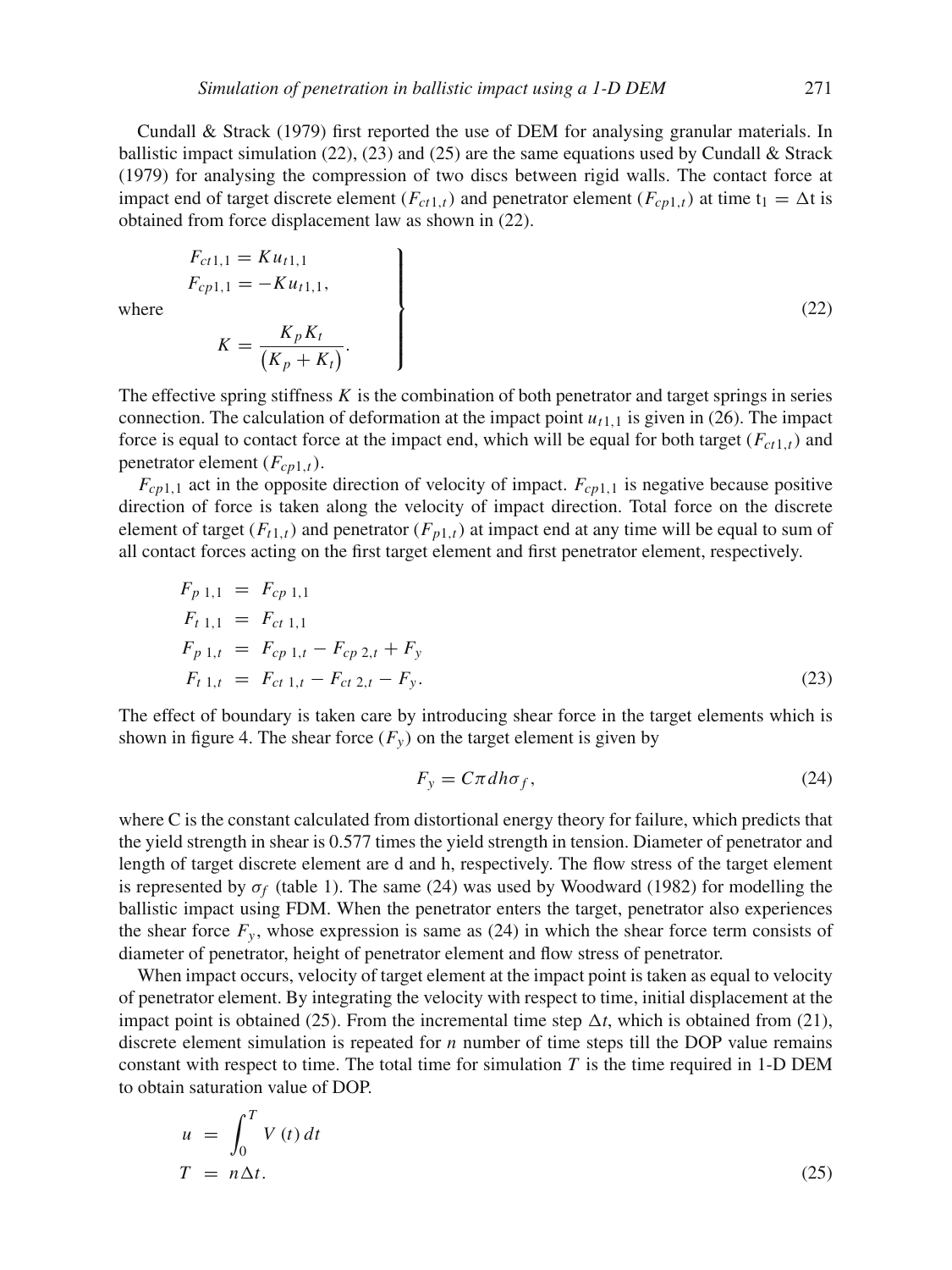Cundall & Strack (1979) first reported the use of DEM for analysing granular materials. In ballistic impact simulation (22), (23) and (25) are the same equations used by Cundall & Strack (1979) for analysing the compression of two discs between rigid walls. The contact force at impact end of target discrete element ($F_{ct1,t}$) and penetrator element ($F_{cp1,t}$) at time $t_1 = \Delta t$ is obtained from force displacement law as shown in (22).

$$
\left.
\begin{aligned}
F_{ct1,1} &= K u_{t1,1} \\
F_{cp1,1} &= -K u_{t1,1}, \\
\text{where} \quad & \\
K &= \frac{K_p K_t}{\left(K_p + K_t\right)}.
\end{aligned}
\right\}
\tag{22}
$$

The effective spring stiffness $K$ is the combination of both penetrator and target springs in series connection. The calculation of deformation at the impact point $u_{t1,1}$ is given in (26). The impact force is equal to contact force at the impact end, which will be equal for both target ($F_{ct1,t}$) and penetrator element ($F_{cp1,t}$).

$F_{cp1,1}$ act in the opposite direction of velocity of impact. $F_{cp1,1}$ is negative because positive direction of force is taken along the velocity of impact direction. Total force on the discrete element of target ($F_{t1,t}$) and penetrator ($F_{p1,t}$) at impact end at any time will be equal to sum of all contact forces acting on the first target element and first penetrator element, respectively.

$$
\begin{aligned}
F_{p\,1,1} &= F_{cp\,1,1} \\
F_{t\,1,1} &= F_{ct\,1,1} \\
F_{p\,1,t} &= F_{cp\,1,t} - F_{cp\,2,t} + F_y \\
F_{t\,1,t} &= F_{ct\,1,t} - F_{ct\,2,t} - F_y.
\end{aligned}
\tag{23}
$$

The effect of boundary is taken care by introducing shear force in the target elements which is shown in figure 4. The shear force ($F_y$) on the target element is given by

$$
F_y = C\pi d h \sigma_f,
\tag{24}
$$

where C is the constant calculated from distortional energy theory for failure, which predicts that the yield strength in shear is 0.577 times the yield strength in tension. Diameter of penetrator and length of target discrete element are d and h, respectively. The flow stress of the target element is represented by $\sigma_f$ (table 1). The same (24) was used by Woodward (1982) for modelling the ballistic impact using FDM. When the penetrator enters the target, penetrator also experiences the shear force $F_y$, whose expression is same as (24) in which the shear force term consists of diameter of penetrator, height of penetrator element and flow stress of penetrator.

When impact occurs, velocity of target element at the impact point is taken as equal to velocity of penetrator element. By integrating the velocity with respect to time, initial displacement at the impact point is obtained (25). From the incremental time step $\Delta t$, which is obtained from (21), discrete element simulation is repeated for $n$ number of time steps till the DOP value remains constant with respect to time. The total time for simulation $T$ is the time required in 1-D DEM to obtain saturation value of DOP.

$$
\begin{aligned}
u &= \int_0^T V(t)\, dt \\
T &= n\Delta t.
\end{aligned}
\tag{25}
$$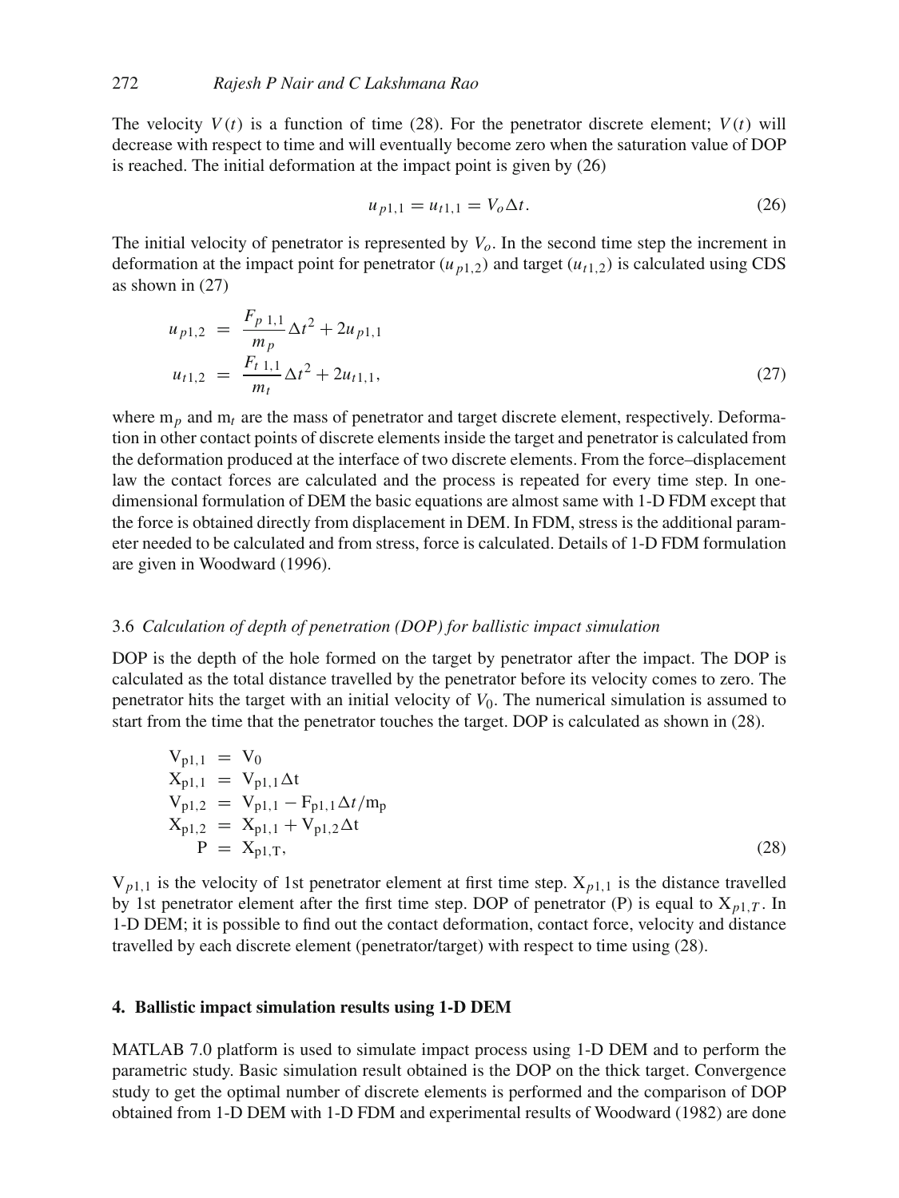The velocity $V(t)$ is a function of time (28). For the penetrator discrete element; $V(t)$ will decrease with respect to time and will eventually become zero when the saturation value of DOP is reached. The initial deformation at the impact point is given by (26)

$$u_{p1,1} = u_{t1,1} = V_o \Delta t. \tag{26}$$

The initial velocity of penetrator is represented by $V_o$. In the second time step the increment in deformation at the impact point for penetrator ($u_{p1,2}$) and target ($u_{t1,2}$) is calculated using CDS as shown in (27)

$$\begin{aligned} u_{p1,2} &= \frac{F_{p\,1,1}}{m_p} \Delta t^2 + 2u_{p1,1} \\ u_{t1,2} &= \frac{F_{t\,1,1}}{m_t} \Delta t^2 + 2u_{t1,1}, \end{aligned} \tag{27}$$

where $m_p$ and $m_t$ are the mass of penetrator and target discrete element, respectively. Deformation in other contact points of discrete elements inside the target and penetrator is calculated from the deformation produced at the interface of two discrete elements. From the force–displacement law the contact forces are calculated and the process is repeated for every time step. In one-dimensional formulation of DEM the basic equations are almost same with 1-D FDM except that the force is obtained directly from displacement in DEM. In FDM, stress is the additional parameter needed to be calculated and from stress, force is calculated. Details of 1-D FDM formulation are given in Woodward (1996).

### 3.6 *Calculation of depth of penetration (DOP) for ballistic impact simulation*

DOP is the depth of the hole formed on the target by penetrator after the impact. The DOP is calculated as the total distance travelled by the penetrator before its velocity comes to zero. The penetrator hits the target with an initial velocity of $V_0$. The numerical simulation is assumed to start from the time that the penetrator touches the target. DOP is calculated as shown in (28).

$$\begin{aligned} V_{p1,1} &= V_0 \\ X_{p1,1} &= V_{p1,1} \Delta t \\ V_{p1,2} &= V_{p1,1} - F_{p1,1} \Delta t / m_p \\ X_{p1,2} &= X_{p1,1} + V_{p1,2} \Delta t \\ P &= X_{p1,T}, \end{aligned} \tag{28}$$

$V_{p1,1}$ is the velocity of 1st penetrator element at first time step. $X_{p1,1}$ is the distance travelled by 1st penetrator element after the first time step. DOP of penetrator (P) is equal to $X_{p1,T}$. In 1-D DEM; it is possible to find out the contact deformation, contact force, velocity and distance travelled by each discrete element (penetrator/target) with respect to time using (28).

## 4. Ballistic impact simulation results using 1-D DEM

MATLAB 7.0 platform is used to simulate impact process using 1-D DEM and to perform the parametric study. Basic simulation result obtained is the DOP on the thick target. Convergence study to get the optimal number of discrete elements is performed and the comparison of DOP obtained from 1-D DEM with 1-D FDM and experimental results of Woodward (1982) are done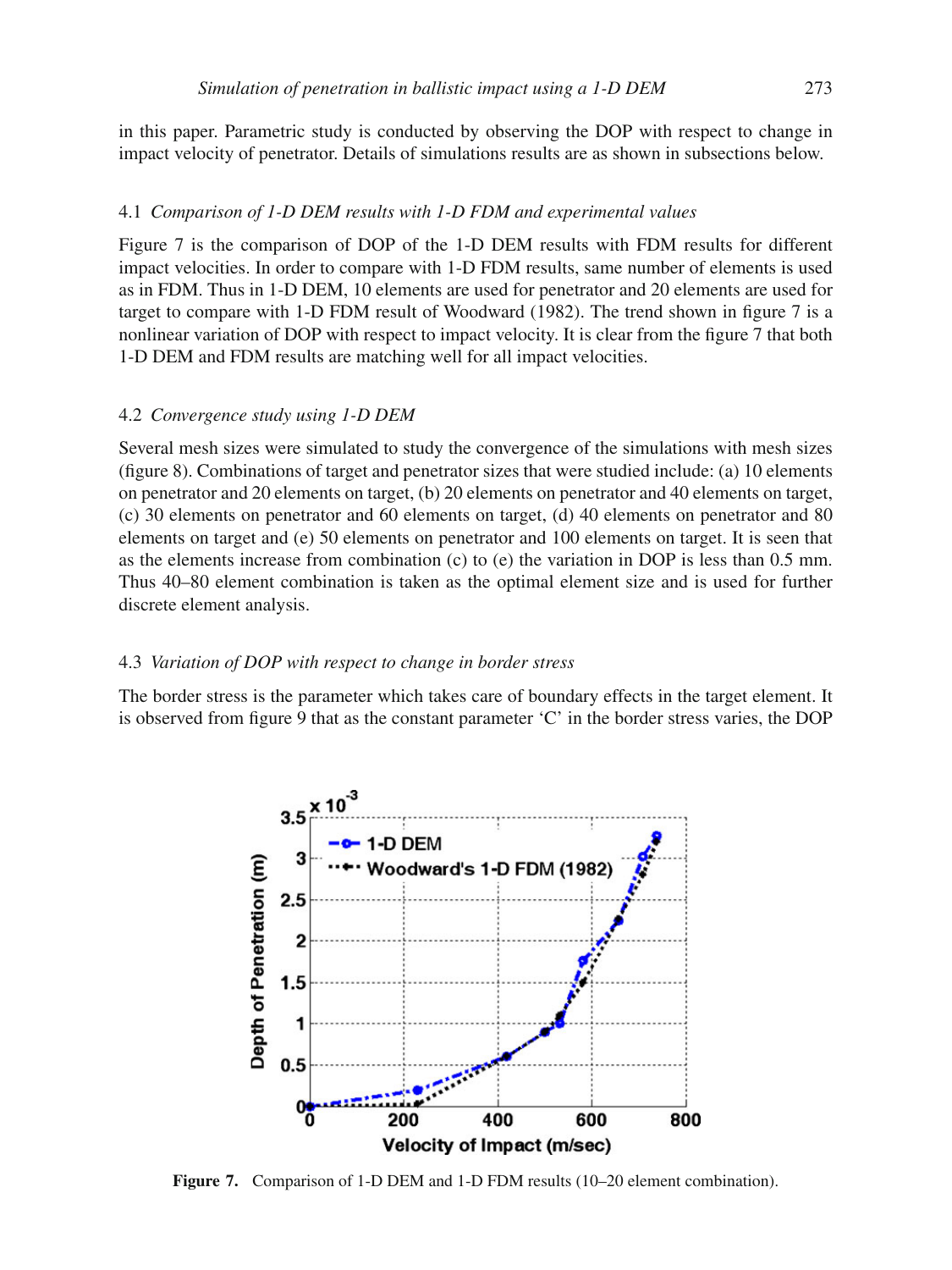in this paper. Parametric study is conducted by observing the DOP with respect to change in impact velocity of penetrator. Details of simulations results are as shown in subsections below.

### 4.1 *Comparison of 1-D DEM results with 1-D FDM and experimental values*

Figure 7 is the comparison of DOP of the 1-D DEM results with FDM results for different impact velocities. In order to compare with 1-D FDM results, same number of elements is used as in FDM. Thus in 1-D DEM, 10 elements are used for penetrator and 20 elements are used for target to compare with 1-D FDM result of Woodward (1982). The trend shown in figure 7 is a nonlinear variation of DOP with respect to impact velocity. It is clear from the figure 7 that both 1-D DEM and FDM results are matching well for all impact velocities.

### 4.2 *Convergence study using 1-D DEM*

Several mesh sizes were simulated to study the convergence of the simulations with mesh sizes (figure 8). Combinations of target and penetrator sizes that were studied include: (a) 10 elements on penetrator and 20 elements on target, (b) 20 elements on penetrator and 40 elements on target, (c) 30 elements on penetrator and 60 elements on target, (d) 40 elements on penetrator and 80 elements on target and (e) 50 elements on penetrator and 100 elements on target. It is seen that as the elements increase from combination (c) to (e) the variation in DOP is less than 0.5 mm. Thus 40–80 element combination is taken as the optimal element size and is used for further discrete element analysis.

### 4.3 *Variation of DOP with respect to change in border stress*

The border stress is the parameter which takes care of boundary effects in the target element. It is observed from figure 9 that as the constant parameter 'C' in the border stress varies, the DOP

**Figure 7.** Comparison of 1-D DEM and 1-D FDM results (10–20 element combination).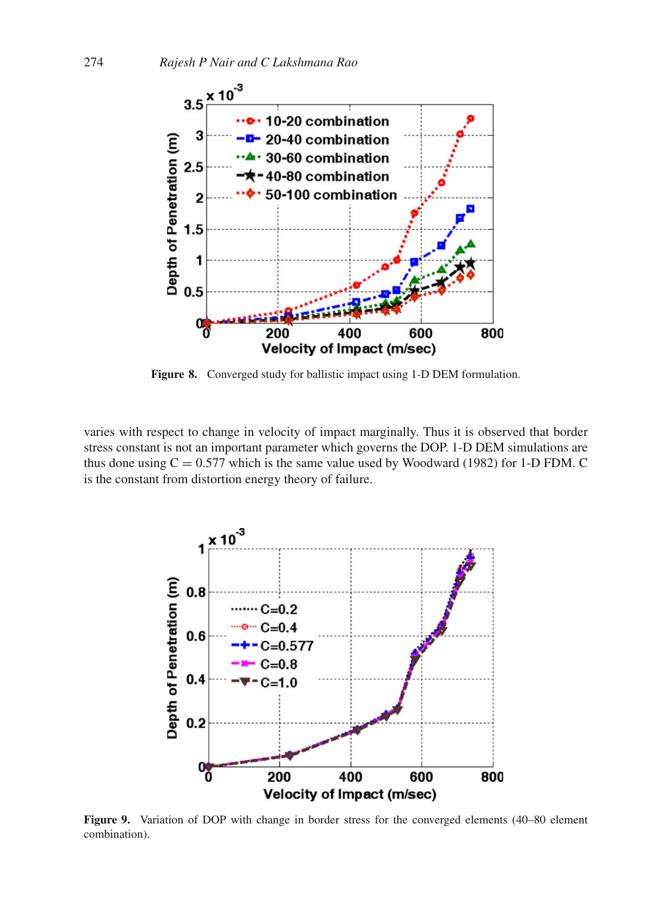**Figure 8.** Converged study for ballistic impact using 1-D DEM formulation.

varies with respect to change in velocity of impact marginally. Thus it is observed that border stress constant is not an important parameter which governs the DOP. 1-D DEM simulations are thus done using $C = 0.577$ which is the same value used by Woodward (1982) for 1-D FDM. C is the constant from distortion energy theory of failure.

**Figure 9.** Variation of DOP with change in border stress for the converged elements (40–80 element combination).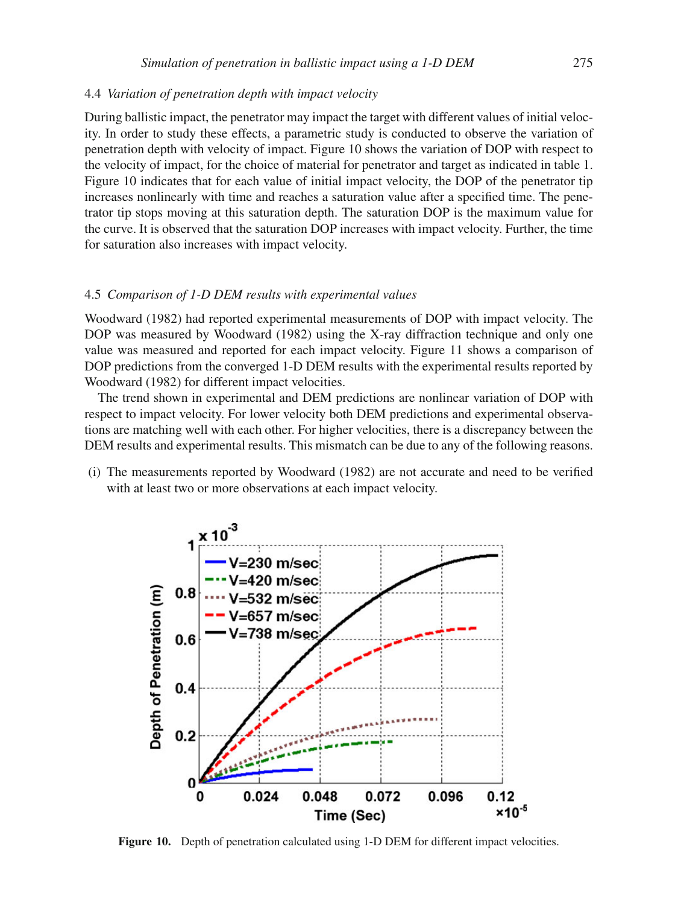### 4.4 *Variation of penetration depth with impact velocity*

During ballistic impact, the penetrator may impact the target with different values of initial velocity. In order to study these effects, a parametric study is conducted to observe the variation of penetration depth with velocity of impact. Figure 10 shows the variation of DOP with respect to the velocity of impact, for the choice of material for penetrator and target as indicated in table 1. Figure 10 indicates that for each value of initial impact velocity, the DOP of the penetrator tip increases nonlinearly with time and reaches a saturation value after a specified time. The penetrator tip stops moving at this saturation depth. The saturation DOP is the maximum value for the curve. It is observed that the saturation DOP increases with impact velocity. Further, the time for saturation also increases with impact velocity.

### 4.5 *Comparison of 1-D DEM results with experimental values*

Woodward (1982) had reported experimental measurements of DOP with impact velocity. The DOP was measured by Woodward (1982) using the X-ray diffraction technique and only one value was measured and reported for each impact velocity. Figure 11 shows a comparison of DOP predictions from the converged 1-D DEM results with the experimental results reported by Woodward (1982) for different impact velocities.

The trend shown in experimental and DEM predictions are nonlinear variation of DOP with respect to impact velocity. For lower velocity both DEM predictions and experimental observations are matching well with each other. For higher velocities, there is a discrepancy between the DEM results and experimental results. This mismatch can be due to any of the following reasons.

(i) The measurements reported by Woodward (1982) are not accurate and need to be verified with at least two or more observations at each impact velocity.

**Figure 10.** Depth of penetration calculated using 1-D DEM for different impact velocities.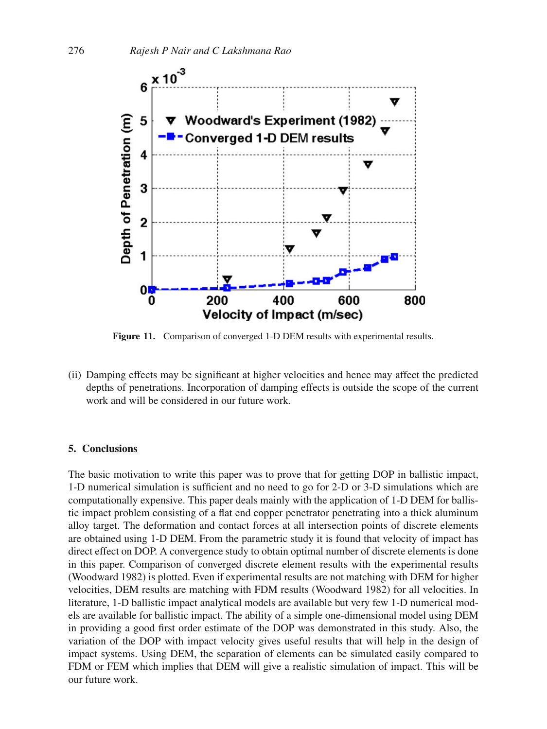Figure 11. Comparison of converged 1-D DEM results with experimental results.

(ii) Damping effects may be significant at higher velocities and hence may affect the predicted depths of penetrations. Incorporation of damping effects is outside the scope of the current work and will be considered in our future work.

## 5. Conclusions

The basic motivation to write this paper was to prove that for getting DOP in ballistic impact, 1-D numerical simulation is sufficient and no need to go for 2-D or 3-D simulations which are computationally expensive. This paper deals mainly with the application of 1-D DEM for ballistic impact problem consisting of a flat end copper penetrator penetrating into a thick aluminum alloy target. The deformation and contact forces at all intersection points of discrete elements are obtained using 1-D DEM. From the parametric study it is found that velocity of impact has direct effect on DOP. A convergence study to obtain optimal number of discrete elements is done in this paper. Comparison of converged discrete element results with the experimental results (Woodward 1982) is plotted. Even if experimental results are not matching with DEM for higher velocities, DEM results are matching with FDM results (Woodward 1982) for all velocities. In literature, 1-D ballistic impact analytical models are available but very few 1-D numerical models are available for ballistic impact. The ability of a simple one-dimensional model using DEM in providing a good first order estimate of the DOP was demonstrated in this study. Also, the variation of the DOP with impact velocity gives useful results that will help in the design of impact systems. Using DEM, the separation of elements can be simulated easily compared to FDM or FEM which implies that DEM will give a realistic simulation of impact. This will be our future work.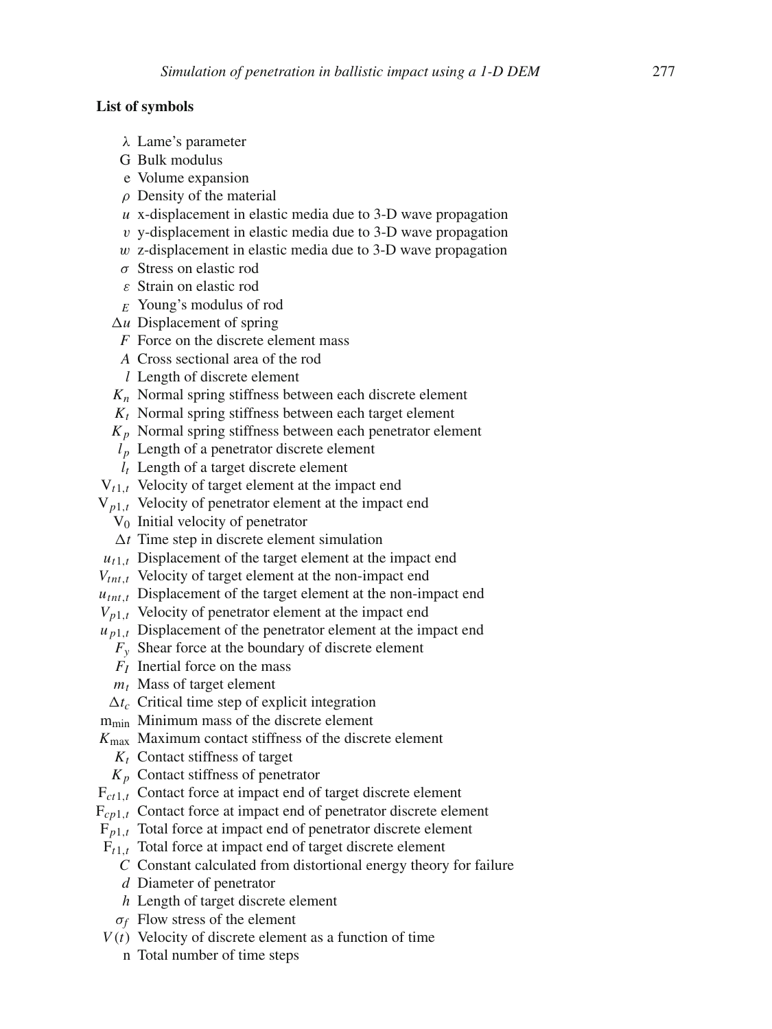**List of symbols**

- $\lambda$ Lame's parameter
- G Bulk modulus
- e Volume expansion
- $\rho$ Density of the material
- $u$ x-displacement in elastic media due to 3-D wave propagation
- $v$ y-displacement in elastic media due to 3-D wave propagation
- $w$ z-displacement in elastic media due to 3-D wave propagation
- $\sigma$ Stress on elastic rod
- $\varepsilon$ Strain on elastic rod
- $E$ Young's modulus of rod
- $\Delta u$ Displacement of spring
- $F$ Force on the discrete element mass
- $A$ Cross sectional area of the rod
- $l$ Length of discrete element
- $K_n$ Normal spring stiffness between each discrete element
- $K_t$ Normal spring stiffness between each target element
- $K_p$ Normal spring stiffness between each penetrator element
- $l_p$ Length of a penetrator discrete element
- $l_t$ Length of a target discrete element
- $V_{t1,t}$ Velocity of target element at the impact end
- $V_{p1,t}$ Velocity of penetrator element at the impact end
- $V_0$ Initial velocity of penetrator
- $\Delta t$ Time step in discrete element simulation
- $u_{t1,t}$ Displacement of the target element at the impact end
- $V_{tnt,t}$ Velocity of target element at the non-impact end
- $u_{tnt,t}$ Displacement of the target element at the non-impact end
- $V_{p1,t}$ Velocity of penetrator element at the impact end
- $u_{p1,t}$ Displacement of the penetrator element at the impact end
- $F_y$ Shear force at the boundary of discrete element
- $F_I$ Inertial force on the mass
- $m_t$ Mass of target element
- $\Delta t_c$ Critical time step of explicit integration
- $m_{\min}$ Minimum mass of the discrete element
- $K_{\max}$ Maximum contact stiffness of the discrete element
- $K_t$ Contact stiffness of target
- $K_p$ Contact stiffness of penetrator
- $F_{ct1,t}$ Contact force at impact end of target discrete element
- $F_{cp1,t}$ Contact force at impact end of penetrator discrete element
- $F_{p1,t}$ Total force at impact end of penetrator discrete element
- $F_{t1,t}$ Total force at impact end of target discrete element
- $C$ Constant calculated from distortional energy theory for failure
- $d$ Diameter of penetrator
- $h$ Length of target discrete element
- $\sigma_f$ Flow stress of the element
- $V(t)$ Velocity of discrete element as a function of time
- n Total number of time steps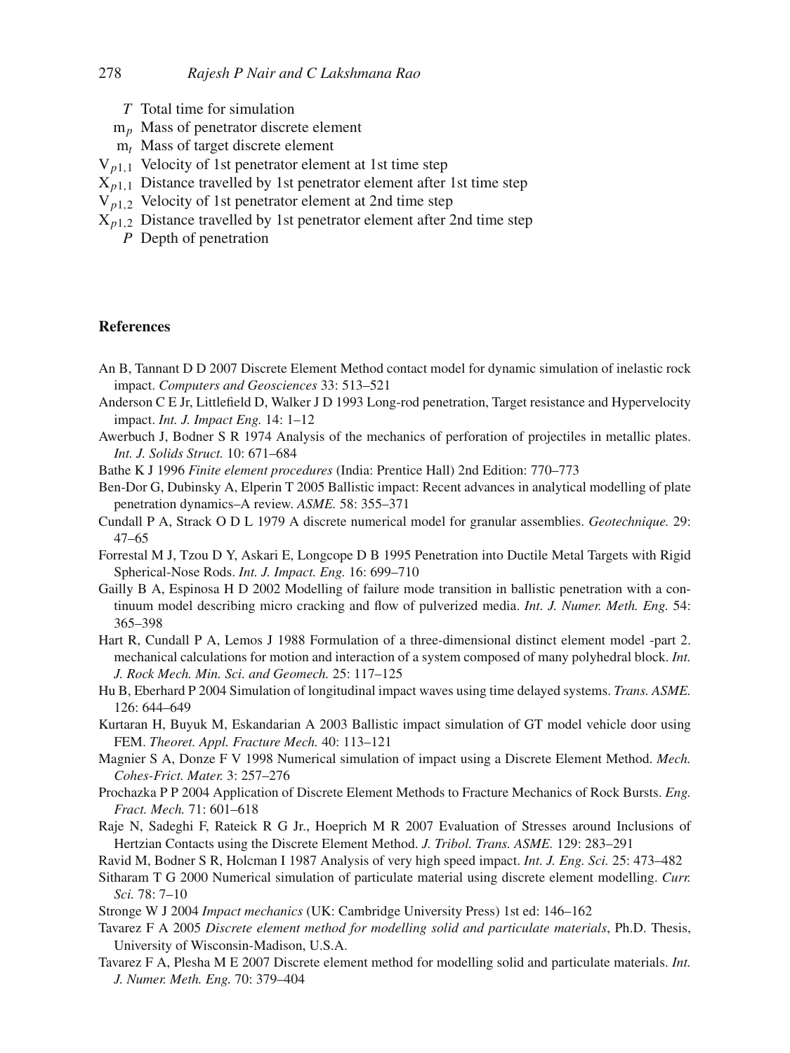$T$ Total time for simulation

$m_p$ Mass of penetrator discrete element

$m_t$ Mass of target discrete element

$V_{p1,1}$ Velocity of 1st penetrator element at 1st time step

$X_{p1,1}$ Distance travelled by 1st penetrator element after 1st time step

$V_{p1,2}$ Velocity of 1st penetrator element at 2nd time step

$X_{p1,2}$ Distance travelled by 1st penetrator element after 2nd time step

$P$ Depth of penetration

## References

An B, Tannant D D 2007 Discrete Element Method contact model for dynamic simulation of inelastic rock impact. *Computers and Geosciences* 33: 513–521

Anderson C E Jr, Littlefield D, Walker J D 1993 Long-rod penetration, Target resistance and Hypervelocity impact. *Int. J. Impact Eng.* 14: 1–12

Awerbuch J, Bodner S R 1974 Analysis of the mechanics of perforation of projectiles in metallic plates. *Int. J. Solids Struct.* 10: 671–684

Bathe K J 1996 *Finite element procedures* (India: Prentice Hall) 2nd Edition: 770–773

Ben-Dor G, Dubinsky A, Elperin T 2005 Ballistic impact: Recent advances in analytical modelling of plate penetration dynamics–A review. *ASME.* 58: 355–371

Cundall P A, Strack O D L 1979 A discrete numerical model for granular assemblies. *Geotechnique.* 29: 47–65

Forrestal M J, Tzou D Y, Askari E, Longcope D B 1995 Penetration into Ductile Metal Targets with Rigid Spherical-Nose Rods. *Int. J. Impact. Eng.* 16: 699–710

Gailly B A, Espinosa H D 2002 Modelling of failure mode transition in ballistic penetration with a continuum model describing micro cracking and flow of pulverized media. *Int. J. Numer. Meth. Eng.* 54: 365–398

Hart R, Cundall P A, Lemos J 1988 Formulation of a three-dimensional distinct element model -part 2. mechanical calculations for motion and interaction of a system composed of many polyhedral block. *Int. J. Rock Mech. Min. Sci. and Geomech.* 25: 117–125

Hu B, Eberhard P 2004 Simulation of longitudinal impact waves using time delayed systems. *Trans. ASME.* 126: 644–649

Kurtaran H, Buyuk M, Eskandarian A 2003 Ballistic impact simulation of GT model vehicle door using FEM. *Theoret. Appl. Fracture Mech.* 40: 113–121

Magnier S A, Donze F V 1998 Numerical simulation of impact using a Discrete Element Method. *Mech. Cohes-Frict. Mater.* 3: 257–276

Prochazka P P 2004 Application of Discrete Element Methods to Fracture Mechanics of Rock Bursts. *Eng. Fract. Mech.* 71: 601–618

Raje N, Sadeghi F, Rateick R G Jr., Hoeprich M R 2007 Evaluation of Stresses around Inclusions of Hertzian Contacts using the Discrete Element Method. *J. Tribol. Trans. ASME.* 129: 283–291

Ravid M, Bodner S R, Holcman I 1987 Analysis of very high speed impact. *Int. J. Eng. Sci.* 25: 473–482

Sitharam T G 2000 Numerical simulation of particulate material using discrete element modelling. *Curr. Sci.* 78: 7–10

Stronge W J 2004 *Impact mechanics* (UK: Cambridge University Press) 1st ed: 146–162

Tavarez F A 2005 *Discrete element method for modelling solid and particulate materials*, Ph.D. Thesis, University of Wisconsin-Madison, U.S.A.

Tavarez F A, Plesha M E 2007 Discrete element method for modelling solid and particulate materials. *Int. J. Numer. Meth. Eng.* 70: 379–404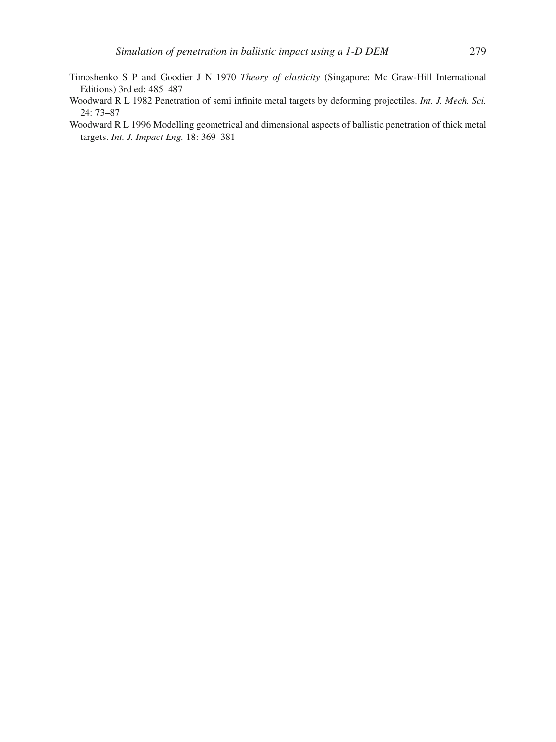Timoshenko S P and Goodier J N 1970 *Theory of elasticity* (Singapore: Mc Graw-Hill International Editions) 3rd ed: 485–487

Woodward R L 1982 Penetration of semi infinite metal targets by deforming projectiles. *Int. J. Mech. Sci.* 24: 73–87

Woodward R L 1996 Modelling geometrical and dimensional aspects of ballistic penetration of thick metal targets. *Int. J. Impact Eng.* 18: 369–381